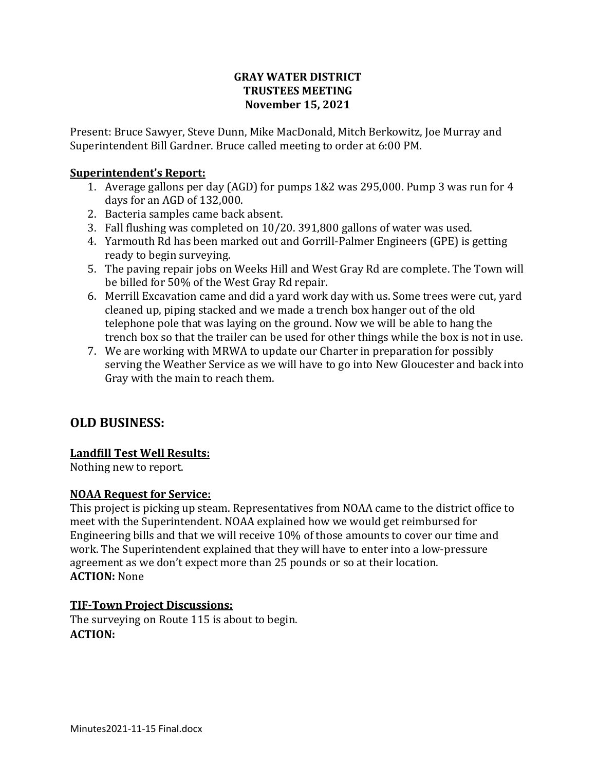**GRAY WATER DISTRICT**
**TRUSTEES MEETING**
**November 15, 2021**

Present: Bruce Sawyer, Steve Dunn, Mike MacDonald, Mitch Berkowitz, Joe Murray and Superintendent Bill Gardner. Bruce called meeting to order at 6:00 PM.

**Superintendent's Report:**

1. Average gallons per day (AGD) for pumps 1&2 was 295,000. Pump 3 was run for 4 days for an AGD of 132,000.
2. Bacteria samples came back absent.
3. Fall flushing was completed on 10/20. 391,800 gallons of water was used.
4. Yarmouth Rd has been marked out and Gorrill-Palmer Engineers (GPE) is getting ready to begin surveying.
5. The paving repair jobs on Weeks Hill and West Gray Rd are complete. The Town will be billed for 50% of the West Gray Rd repair.
6. Merrill Excavation came and did a yard work day with us. Some trees were cut, yard cleaned up, piping stacked and we made a trench box hanger out of the old telephone pole that was laying on the ground. Now we will be able to hang the trench box so that the trailer can be used for other things while the box is not in use.
7. We are working with MRWA to update our Charter in preparation for possibly serving the Weather Service as we will have to go into New Gloucester and back into Gray with the main to reach them.

## OLD BUSINESS:

**Landfill Test Well Results:**
Nothing new to report.

**NOAA Request for Service:**
This project is picking up steam. Representatives from NOAA came to the district office to meet with the Superintendent. NOAA explained how we would get reimbursed for Engineering bills and that we will receive 10% of those amounts to cover our time and work. The Superintendent explained that they will have to enter into a low-pressure agreement as we don't expect more than 25 pounds or so at their location.
**ACTION:** None

**TIF-Town Project Discussions:**
The surveying on Route 115 is about to begin.
**ACTION:**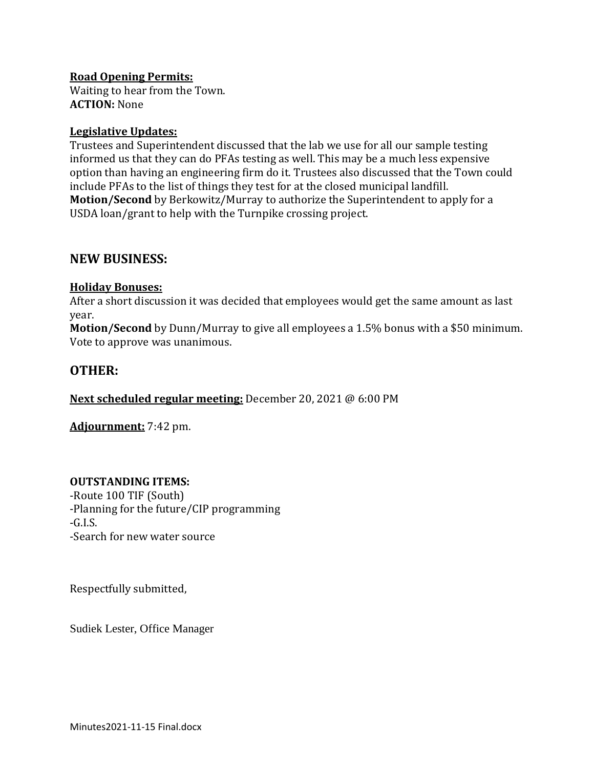**Road Opening Permits:**
Waiting to hear from the Town.
**ACTION:** None

**Legislative Updates:**
Trustees and Superintendent discussed that the lab we use for all our sample testing informed us that they can do PFAs testing as well. This may be a much less expensive option than having an engineering firm do it. Trustees also discussed that the Town could include PFAs to the list of things they test for at the closed municipal landfill.
**Motion/Second** by Berkowitz/Murray to authorize the Superintendent to apply for a USDA loan/grant to help with the Turnpike crossing project.

## NEW BUSINESS:

**Holiday Bonuses:**
After a short discussion it was decided that employees would get the same amount as last year.
**Motion/Second** by Dunn/Murray to give all employees a 1.5% bonus with a $50 minimum. Vote to approve was unanimous.

## OTHER:

**Next scheduled regular meeting:** December 20, 2021 @ 6:00 PM

**Adjournment:** 7:42 pm.

**OUTSTANDING ITEMS:**
-Route 100 TIF (South)
-Planning for the future/CIP programming
-G.I.S.
-Search for new water source

Respectfully submitted,

Sudiek Lester, Office Manager

Minutes2021-11-15 Final.docx